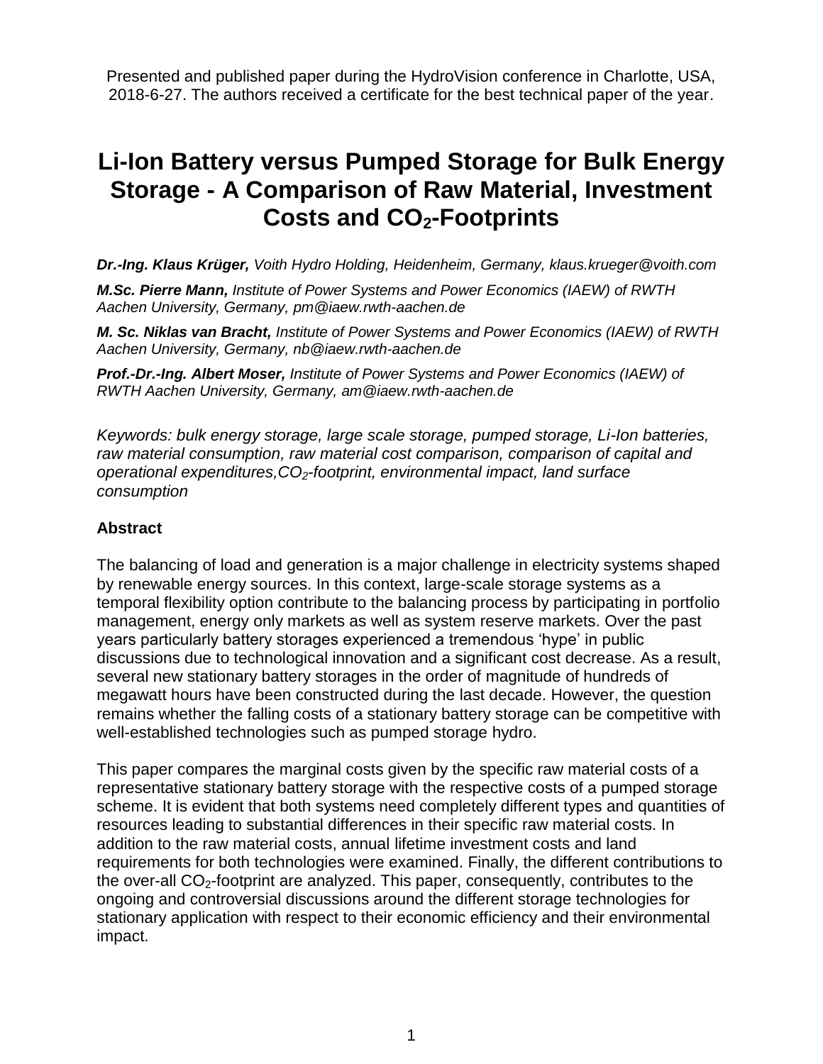Presented and published paper during the HydroVision conference in Charlotte, USA, 2018-6-27. The authors received a certificate for the best technical paper of the year.

# Li-Ion Battery versus Pumped Storage for Bulk Energy Storage - A Comparison of Raw Material, Investment Costs and $CO_2$-Footprints

***Dr.-Ing. Klaus Krüger,*** *Voith Hydro Holding, Heidenheim, Germany, klaus.krueger@voith.com*

***M.Sc. Pierre Mann,*** *Institute of Power Systems and Power Economics (IAEW) of RWTH Aachen University, Germany, pm@iaew.rwth-aachen.de*

***M. Sc. Niklas van Bracht,*** *Institute of Power Systems and Power Economics (IAEW) of RWTH Aachen University, Germany, nb@iaew.rwth-aachen.de*

***Prof.-Dr.-Ing. Albert Moser,*** *Institute of Power Systems and Power Economics (IAEW) of RWTH Aachen University, Germany, am@iaew.rwth-aachen.de*

*Keywords: bulk energy storage, large scale storage, pumped storage, Li-Ion batteries, raw material consumption, raw material cost comparison, comparison of capital and operational expenditures,$CO_2$-footprint, environmental impact, land surface consumption*

## Abstract

The balancing of load and generation is a major challenge in electricity systems shaped by renewable energy sources. In this context, large-scale storage systems as a temporal flexibility option contribute to the balancing process by participating in portfolio management, energy only markets as well as system reserve markets. Over the past years particularly battery storages experienced a tremendous 'hype' in public discussions due to technological innovation and a significant cost decrease. As a result, several new stationary battery storages in the order of magnitude of hundreds of megawatt hours have been constructed during the last decade. However, the question remains whether the falling costs of a stationary battery storage can be competitive with well-established technologies such as pumped storage hydro.

This paper compares the marginal costs given by the specific raw material costs of a representative stationary battery storage with the respective costs of a pumped storage scheme. It is evident that both systems need completely different types and quantities of resources leading to substantial differences in their specific raw material costs. In addition to the raw material costs, annual lifetime investment costs and land requirements for both technologies were examined. Finally, the different contributions to the over-all $CO_2$-footprint are analyzed. This paper, consequently, contributes to the ongoing and controversial discussions around the different storage technologies for stationary application with respect to their economic efficiency and their environmental impact.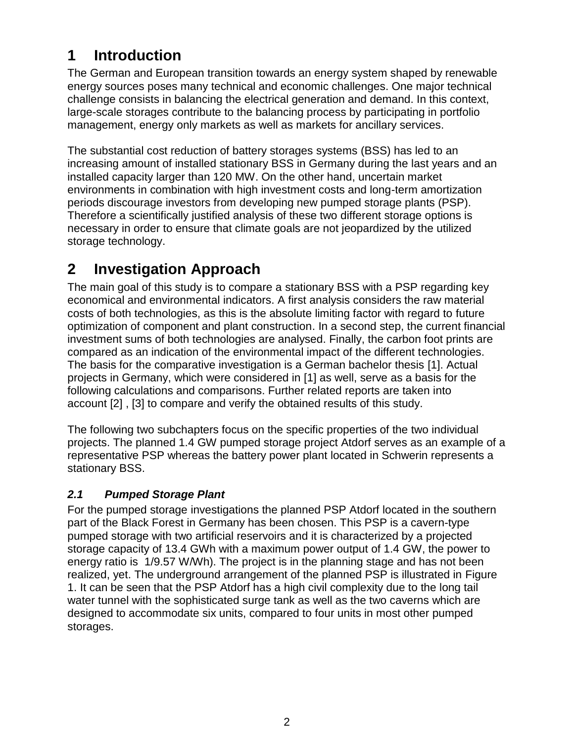# 1 Introduction

The German and European transition towards an energy system shaped by renewable energy sources poses many technical and economic challenges. One major technical challenge consists in balancing the electrical generation and demand. In this context, large-scale storages contribute to the balancing process by participating in portfolio management, energy only markets as well as markets for ancillary services.

The substantial cost reduction of battery storages systems (BSS) has led to an increasing amount of installed stationary BSS in Germany during the last years and an installed capacity larger than 120 MW. On the other hand, uncertain market environments in combination with high investment costs and long-term amortization periods discourage investors from developing new pumped storage plants (PSP). Therefore a scientifically justified analysis of these two different storage options is necessary in order to ensure that climate goals are not jeopardized by the utilized storage technology.

# 2 Investigation Approach

The main goal of this study is to compare a stationary BSS with a PSP regarding key economical and environmental indicators. A first analysis considers the raw material costs of both technologies, as this is the absolute limiting factor with regard to future optimization of component and plant construction. In a second step, the current financial investment sums of both technologies are analysed. Finally, the carbon foot prints are compared as an indication of the environmental impact of the different technologies. The basis for the comparative investigation is a German bachelor thesis [1]. Actual projects in Germany, which were considered in [1] as well, serve as a basis for the following calculations and comparisons. Further related reports are taken into account [2] , [3] to compare and verify the obtained results of this study.

The following two subchapters focus on the specific properties of the two individual projects. The planned 1.4 GW pumped storage project Atdorf serves as an example of a representative PSP whereas the battery power plant located in Schwerin represents a stationary BSS.

## *2.1 Pumped Storage Plant*

For the pumped storage investigations the planned PSP Atdorf located in the southern part of the Black Forest in Germany has been chosen. This PSP is a cavern-type pumped storage with two artificial reservoirs and it is characterized by a projected storage capacity of 13.4 GWh with a maximum power output of 1.4 GW, the power to energy ratio is 1/9.57 W/Wh). The project is in the planning stage and has not been realized, yet. The underground arrangement of the planned PSP is illustrated in Figure 1. It can be seen that the PSP Atdorf has a high civil complexity due to the long tail water tunnel with the sophisticated surge tank as well as the two caverns which are designed to accommodate six units, compared to four units in most other pumped storages.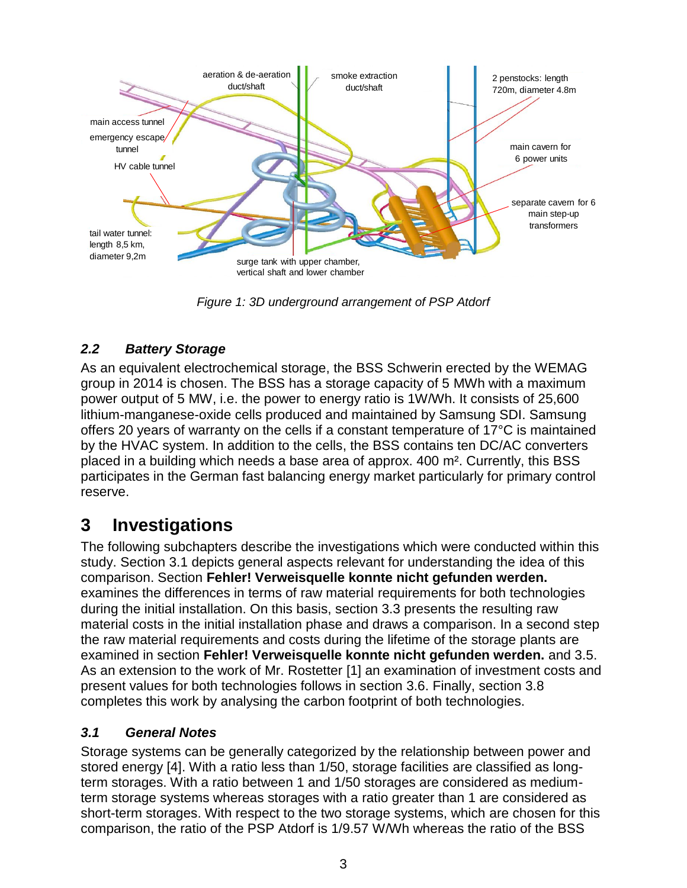*Figure 1: 3D underground arrangement of PSP Atdorf*

### 2.2 Battery Storage

As an equivalent electrochemical storage, the BSS Schwerin erected by the WEMAG group in 2014 is chosen. The BSS has a storage capacity of 5 MWh with a maximum power output of 5 MW, i.e. the power to energy ratio is 1W/Wh. It consists of 25,600 lithium-manganese-oxide cells produced and maintained by Samsung SDI. Samsung offers 20 years of warranty on the cells if a constant temperature of 17°C is maintained by the HVAC system. In addition to the cells, the BSS contains ten DC/AC converters placed in a building which needs a base area of approx. 400 m². Currently, this BSS participates in the German fast balancing energy market particularly for primary control reserve.

# 3 Investigations

The following subchapters describe the investigations which were conducted within this study. Section 3.1 depicts general aspects relevant for understanding the idea of this comparison. Section **Fehler! Verweisquelle konnte nicht gefunden werden.** examines the differences in terms of raw material requirements for both technologies during the initial installation. On this basis, section 3.3 presents the resulting raw material costs in the initial installation phase and draws a comparison. In a second step the raw material requirements and costs during the lifetime of the storage plants are examined in section **Fehler! Verweisquelle konnte nicht gefunden werden.** and 3.5. As an extension to the work of Mr. Rostetter [1] an examination of investment costs and present values for both technologies follows in section 3.6. Finally, section 3.8 completes this work by analysing the carbon footprint of both technologies.

### 3.1 General Notes

Storage systems can be generally categorized by the relationship between power and stored energy [4]. With a ratio less than 1/50, storage facilities are classified as long-term storages. With a ratio between 1 and 1/50 storages are considered as medium-term storage systems whereas storages with a ratio greater than 1 are considered as short-term storages. With respect to the two storage systems, which are chosen for this comparison, the ratio of the PSP Atdorf is 1/9.57 W/Wh whereas the ratio of the BSS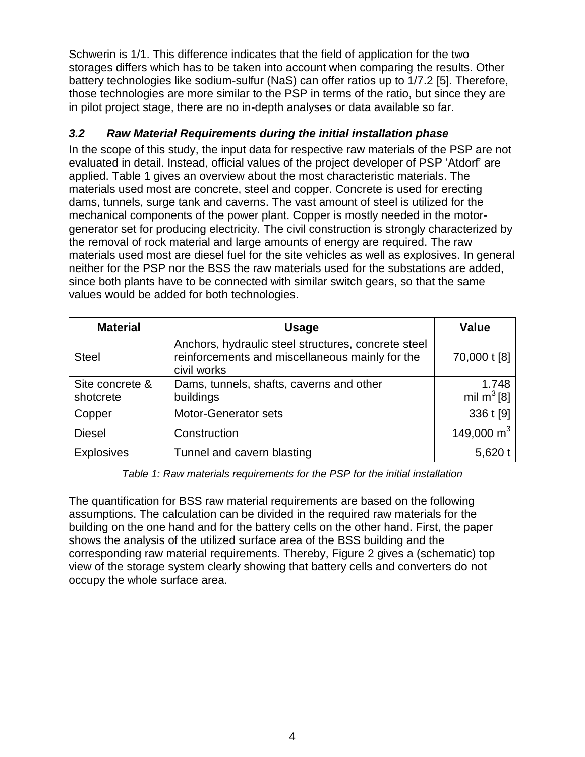Schwerin is 1/1. This difference indicates that the field of application for the two storages differs which has to be taken into account when comparing the results. Other battery technologies like sodium-sulfur (NaS) can offer ratios up to 1/7.2 [5]. Therefore, those technologies are more similar to the PSP in terms of the ratio, but since they are in pilot project stage, there are no in-depth analyses or data available so far.

### *3.2 Raw Material Requirements during the initial installation phase*

In the scope of this study, the input data for respective raw materials of the PSP are not evaluated in detail. Instead, official values of the project developer of PSP 'Atdorf' are applied. Table 1 gives an overview about the most characteristic materials. The materials used most are concrete, steel and copper. Concrete is used for erecting dams, tunnels, surge tank and caverns. The vast amount of steel is utilized for the mechanical components of the power plant. Copper is mostly needed in the motor-generator set for producing electricity. The civil construction is strongly characterized by the removal of rock material and large amounts of energy are required. The raw materials used most are diesel fuel for the site vehicles as well as explosives. In general neither for the PSP nor the BSS the raw materials used for the substations are added, since both plants have to be connected with similar switch gears, so that the same values would be added for both technologies.

| Material | Usage | Value |
|---|---|---|
| Steel | Anchors, hydraulic steel structures, concrete steel reinforcements and miscellaneous mainly for the civil works | 70,000 t [8] |
| Site concrete & shotcrete | Dams, tunnels, shafts, caverns and other buildings | 1.748 mil $m^3$ [8] |
| Copper | Motor-Generator sets | 336 t [9] |
| Diesel | Construction | 149,000 $m^3$ |
| Explosives | Tunnel and cavern blasting | 5,620 t |

*Table 1: Raw materials requirements for the PSP for the initial installation*

The quantification for BSS raw material requirements are based on the following assumptions. The calculation can be divided in the required raw materials for the building on the one hand and for the battery cells on the other hand. First, the paper shows the analysis of the utilized surface area of the BSS building and the corresponding raw material requirements. Thereby, Figure 2 gives a (schematic) top view of the storage system clearly showing that battery cells and converters do not occupy the whole surface area.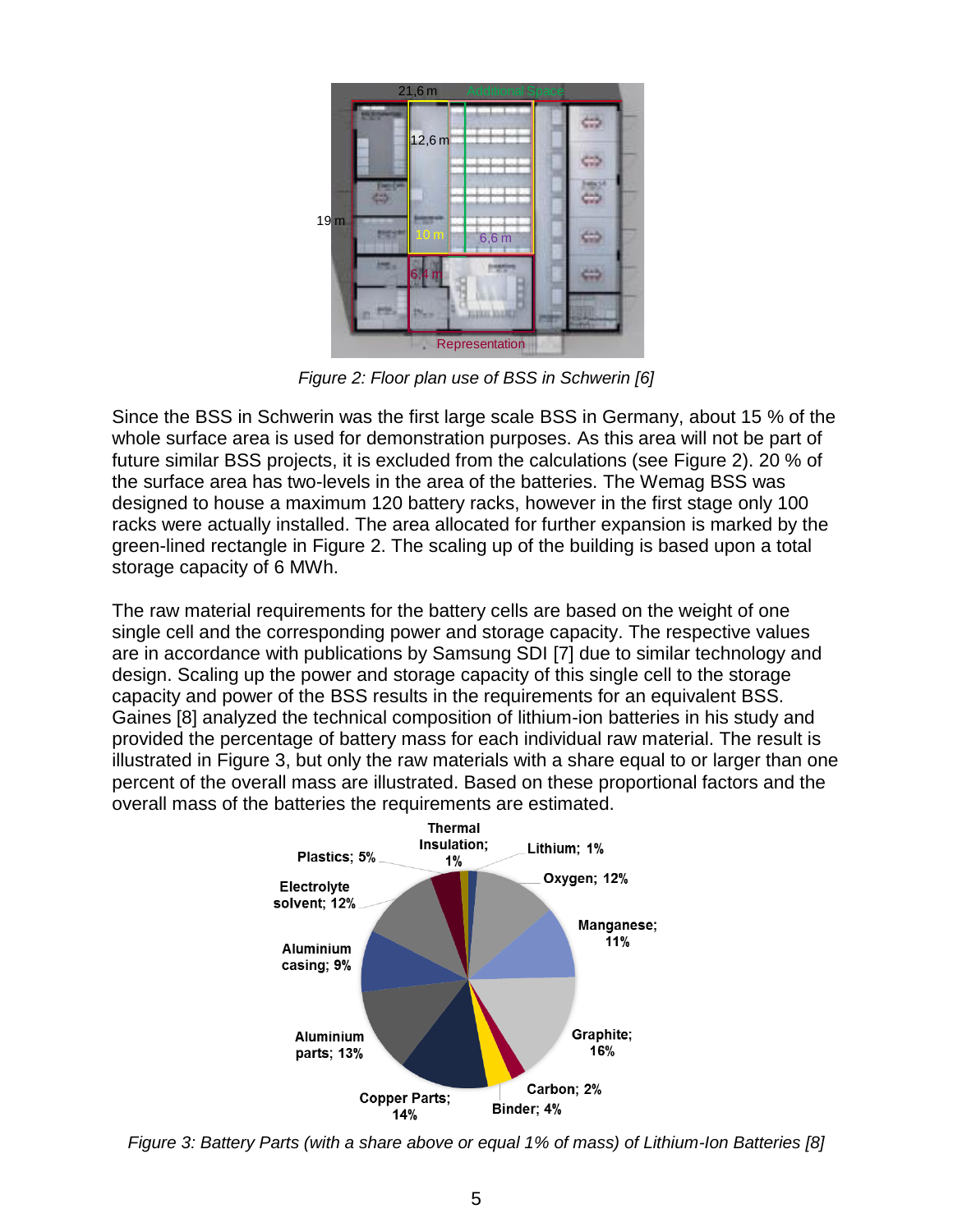Figure 2: Floor plan use of BSS in Schwerin [6]

Since the BSS in Schwerin was the first large scale BSS in Germany, about 15 % of the whole surface area is used for demonstration purposes. As this area will not be part of future similar BSS projects, it is excluded from the calculations (see Figure 2). 20 % of the surface area has two-levels in the area of the batteries. The Wemag BSS was designed to house a maximum 120 battery racks, however in the first stage only 100 racks were actually installed. The area allocated for further expansion is marked by the green-lined rectangle in Figure 2. The scaling up of the building is based upon a total storage capacity of 6 MWh.

The raw material requirements for the battery cells are based on the weight of one single cell and the corresponding power and storage capacity. The respective values are in accordance with publications by Samsung SDI [7] due to similar technology and design. Scaling up the power and storage capacity of this single cell to the storage capacity and power of the BSS results in the requirements for an equivalent BSS. Gaines [8] analyzed the technical composition of lithium-ion batteries in his study and provided the percentage of battery mass for each individual raw material. The result is illustrated in Figure 3, but only the raw materials with a share equal to or larger than one percent of the overall mass are illustrated. Based on these proportional factors and the overall mass of the batteries the requirements are estimated.

Figure 3: Battery Parts (with a share above or equal 1% of mass) of Lithium-Ion Batteries [8]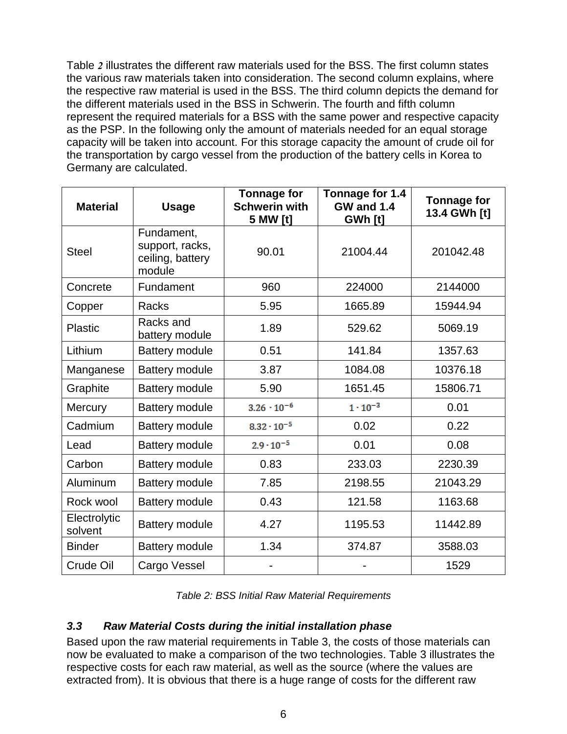Table 2 illustrates the different raw materials used for the BSS. The first column states the various raw materials taken into consideration. The second column explains, where the respective raw material is used in the BSS. The third column depicts the demand for the different materials used in the BSS in Schwerin. The fourth and fifth column represent the required materials for a BSS with the same power and respective capacity as the PSP. In the following only the amount of materials needed for an equal storage capacity will be taken into account. For this storage capacity the amount of crude oil for the transportation by cargo vessel from the production of the battery cells in Korea to Germany are calculated.

| Material | Usage | Tonnage for Schwerin with 5 MW [t] | Tonnage for 1.4 GW and 1.4 GWh [t] | Tonnage for 13.4 GWh [t] |
|---|---|---|---|---|
| Steel | Fundament, support, racks, ceiling, battery module | 90.01 | 21004.44 | 201042.48 |
| Concrete | Fundament | 960 | 224000 | 2144000 |
| Copper | Racks | 5.95 | 1665.89 | 15944.94 |
| Plastic | Racks and battery module | 1.89 | 529.62 | 5069.19 |
| Lithium | Battery module | 0.51 | 141.84 | 1357.63 |
| Manganese | Battery module | 3.87 | 1084.08 | 10376.18 |
| Graphite | Battery module | 5.90 | 1651.45 | 15806.71 |
| Mercury | Battery module | $3.26 \cdot 10^{-6}$ | $1 \cdot 10^{-3}$ | 0.01 |
| Cadmium | Battery module | $8.32 \cdot 10^{-5}$ | 0.02 | 0.22 |
| Lead | Battery module | $2.9 \cdot 10^{-5}$ | 0.01 | 0.08 |
| Carbon | Battery module | 0.83 | 233.03 | 2230.39 |
| Aluminum | Battery module | 7.85 | 2198.55 | 21043.29 |
| Rock wool | Battery module | 0.43 | 121.58 | 1163.68 |
| Electrolytic solvent | Battery module | 4.27 | 1195.53 | 11442.89 |
| Binder | Battery module | 1.34 | 374.87 | 3588.03 |
| Crude Oil | Cargo Vessel | - | - | 1529 |

*Table 2: BSS Initial Raw Material Requirements*

### *3.3 Raw Material Costs during the initial installation phase*

Based upon the raw material requirements in Table 3, the costs of those materials can now be evaluated to make a comparison of the two technologies. Table 3 illustrates the respective costs for each raw material, as well as the source (where the values are extracted from). It is obvious that there is a huge range of costs for the different raw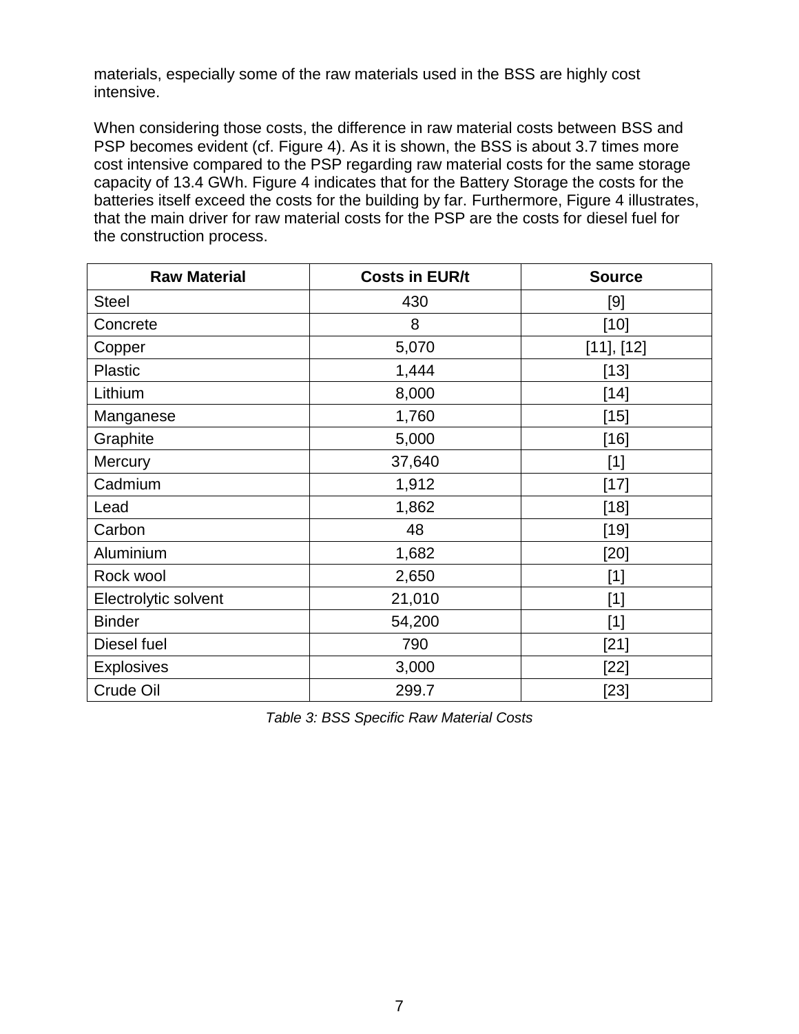materials, especially some of the raw materials used in the BSS are highly cost intensive.

When considering those costs, the difference in raw material costs between BSS and PSP becomes evident (cf. Figure 4). As it is shown, the BSS is about 3.7 times more cost intensive compared to the PSP regarding raw material costs for the same storage capacity of 13.4 GWh. Figure 4 indicates that for the Battery Storage the costs for the batteries itself exceed the costs for the building by far. Furthermore, Figure 4 illustrates, that the main driver for raw material costs for the PSP are the costs for diesel fuel for the construction process.

| Raw Material | Costs in EUR/t | Source |
|---|---|---|
| Steel | 430 | [9] |
| Concrete | 8 | [10] |
| Copper | 5,070 | [11], [12] |
| Plastic | 1,444 | [13] |
| Lithium | 8,000 | [14] |
| Manganese | 1,760 | [15] |
| Graphite | 5,000 | [16] |
| Mercury | 37,640 | [1] |
| Cadmium | 1,912 | [17] |
| Lead | 1,862 | [18] |
| Carbon | 48 | [19] |
| Aluminium | 1,682 | [20] |
| Rock wool | 2,650 | [1] |
| Electrolytic solvent | 21,010 | [1] |
| Binder | 54,200 | [1] |
| Diesel fuel | 790 | [21] |
| Explosives | 3,000 | [22] |
| Crude Oil | 299.7 | [23] |

*Table 3: BSS Specific Raw Material Costs*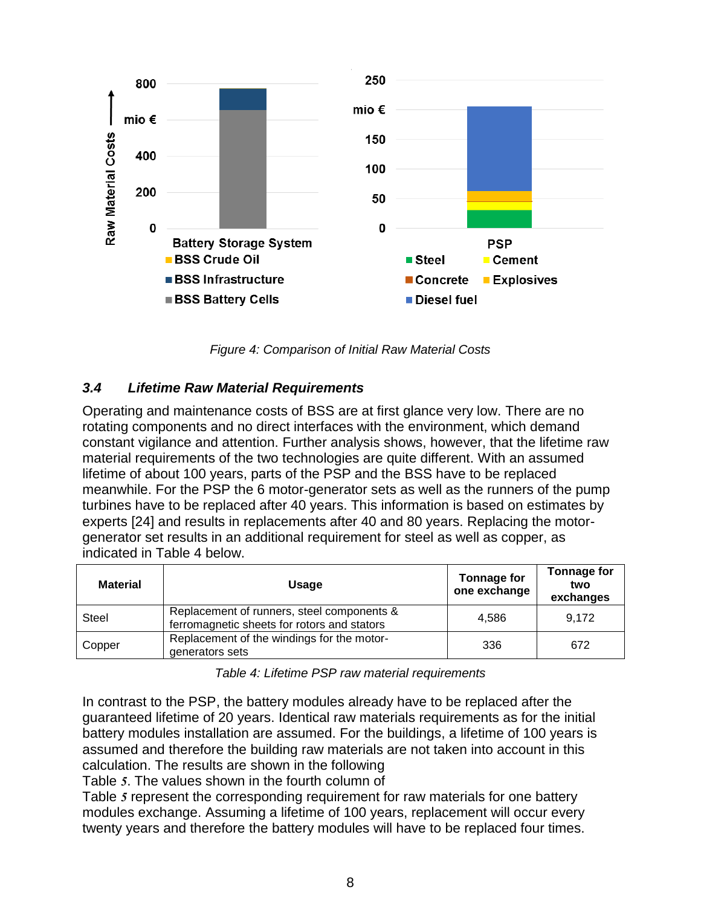Figure 4: Comparison of Initial Raw Material Costs

### *3.4 Lifetime Raw Material Requirements*

Operating and maintenance costs of BSS are at first glance very low. There are no rotating components and no direct interfaces with the environment, which demand constant vigilance and attention. Further analysis shows, however, that the lifetime raw material requirements of the two technologies are quite different. With an assumed lifetime of about 100 years, parts of the PSP and the BSS have to be replaced meanwhile. For the PSP the 6 motor-generator sets as well as the runners of the pump turbines have to be replaced after 40 years. This information is based on estimates by experts [24] and results in replacements after 40 and 80 years. Replacing the motor-generator set results in an additional requirement for steel as well as copper, as indicated in Table 4 below.

| Material | Usage | Tonnage for one exchange | Tonnage for two exchanges |
|---|---|---|---|
| Steel | Replacement of runners, steel components & ferromagnetic sheets for rotors and stators | 4,586 | 9,172 |
| Copper | Replacement of the windings for the motor-generators sets | 336 | 672 |

Table 4: Lifetime PSP raw material requirements

In contrast to the PSP, the battery modules already have to be replaced after the guaranteed lifetime of 20 years. Identical raw materials requirements as for the initial battery modules installation are assumed. For the buildings, a lifetime of 100 years is assumed and therefore the building raw materials are not taken into account in this calculation. The results are shown in the following Table 5. The values shown in the fourth column of Table 5 represent the corresponding requirement for raw materials for one battery modules exchange. Assuming a lifetime of 100 years, replacement will occur every twenty years and therefore the battery modules will have to be replaced four times.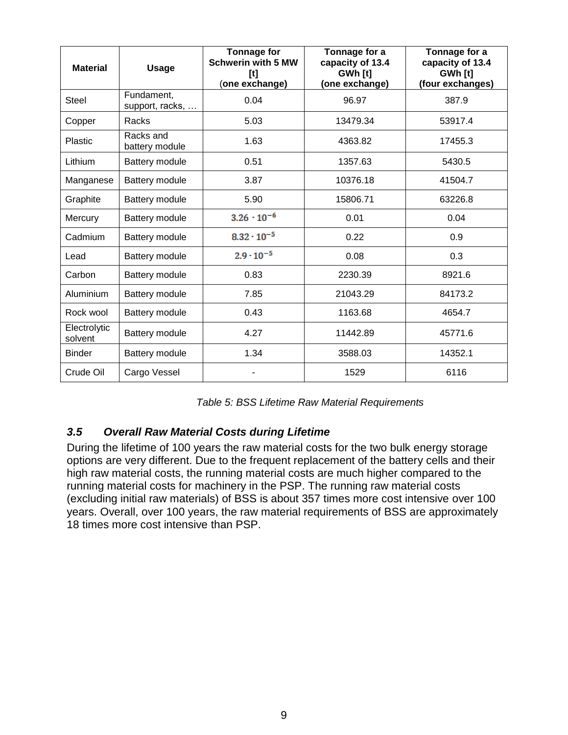| Material | Usage | Tonnage for Schwerin with 5 MW [t] (one exchange) | Tonnage for a capacity of 13.4 GWh [t] (one exchange) | Tonnage for a capacity of 13.4 GWh [t] (four exchanges) |
|---|---|---|---|---|
| Steel | Fundament, support, racks, … | 0.04 | 96.97 | 387.9 |
| Copper | Racks | 5.03 | 13479.34 | 53917.4 |
| Plastic | Racks and battery module | 1.63 | 4363.82 | 17455.3 |
| Lithium | Battery module | 0.51 | 1357.63 | 5430.5 |
| Manganese | Battery module | 3.87 | 10376.18 | 41504.7 |
| Graphite | Battery module | 5.90 | 15806.71 | 63226.8 |
| Mercury | Battery module | $3.26 \cdot 10^{-6}$ | 0.01 | 0.04 |
| Cadmium | Battery module | $8.32 \cdot 10^{-5}$ | 0.22 | 0.9 |
| Lead | Battery module | $2.9 \cdot 10^{-5}$ | 0.08 | 0.3 |
| Carbon | Battery module | 0.83 | 2230.39 | 8921.6 |
| Aluminium | Battery module | 7.85 | 21043.29 | 84173.2 |
| Rock wool | Battery module | 0.43 | 1163.68 | 4654.7 |
| Electrolytic solvent | Battery module | 4.27 | 11442.89 | 45771.6 |
| Binder | Battery module | 1.34 | 3588.03 | 14352.1 |
| Crude Oil | Cargo Vessel | - | 1529 | 6116 |

*Table 5: BSS Lifetime Raw Material Requirements*

### *3.5 Overall Raw Material Costs during Lifetime*

During the lifetime of 100 years the raw material costs for the two bulk energy storage options are very different. Due to the frequent replacement of the battery cells and their high raw material costs, the running material costs are much higher compared to the running material costs for machinery in the PSP. The running raw material costs (excluding initial raw materials) of BSS is about 357 times more cost intensive over 100 years. Overall, over 100 years, the raw material requirements of BSS are approximately 18 times more cost intensive than PSP.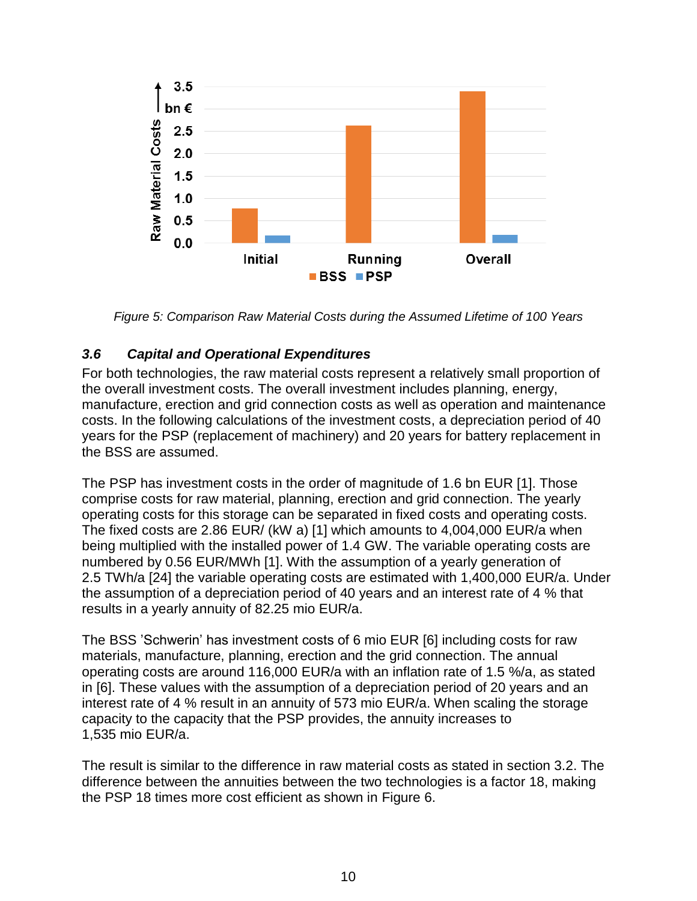*Figure 5: Comparison Raw Material Costs during the Assumed Lifetime of 100 Years*

### *3.6 Capital and Operational Expenditures*

For both technologies, the raw material costs represent a relatively small proportion of the overall investment costs. The overall investment includes planning, energy, manufacture, erection and grid connection costs as well as operation and maintenance costs. In the following calculations of the investment costs, a depreciation period of 40 years for the PSP (replacement of machinery) and 20 years for battery replacement in the BSS are assumed.

The PSP has investment costs in the order of magnitude of 1.6 bn EUR [1]. Those comprise costs for raw material, planning, erection and grid connection. The yearly operating costs for this storage can be separated in fixed costs and operating costs. The fixed costs are 2.86 EUR/ (kW a) [1] which amounts to 4,004,000 EUR/a when being multiplied with the installed power of 1.4 GW. The variable operating costs are numbered by 0.56 EUR/MWh [1]. With the assumption of a yearly generation of 2.5 TWh/a [24] the variable operating costs are estimated with 1,400,000 EUR/a. Under the assumption of a depreciation period of 40 years and an interest rate of 4 % that results in a yearly annuity of 82.25 mio EUR/a.

The BSS 'Schwerin' has investment costs of 6 mio EUR [6] including costs for raw materials, manufacture, planning, erection and the grid connection. The annual operating costs are around 116,000 EUR/a with an inflation rate of 1.5 %/a, as stated in [6]. These values with the assumption of a depreciation period of 20 years and an interest rate of 4 % result in an annuity of 573 mio EUR/a. When scaling the storage capacity to the capacity that the PSP provides, the annuity increases to 1,535 mio EUR/a.

The result is similar to the difference in raw material costs as stated in section 3.2. The difference between the annuities between the two technologies is a factor 18, making the PSP 18 times more cost efficient as shown in Figure 6.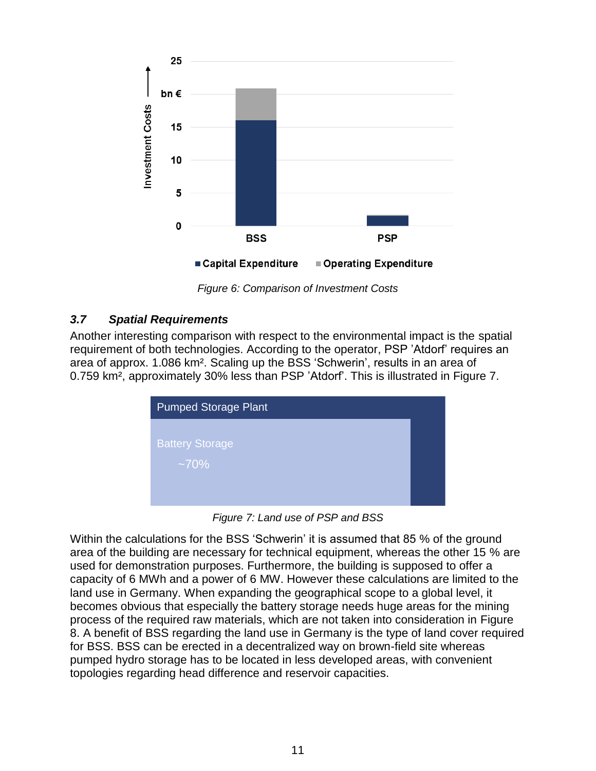Figure 6: Comparison of Investment Costs

### 3.7 Spatial Requirements

Another interesting comparison with respect to the environmental impact is the spatial requirement of both technologies. According to the operator, PSP 'Atdorf' requires an area of approx. 1.086 km². Scaling up the BSS 'Schwerin', results in an area of 0.759 km², approximately 30% less than PSP 'Atdorf'. This is illustrated in Figure 7.

Figure 7: Land use of PSP and BSS

Within the calculations for the BSS 'Schwerin' it is assumed that 85 % of the ground area of the building are necessary for technical equipment, whereas the other 15 % are used for demonstration purposes. Furthermore, the building is supposed to offer a capacity of 6 MWh and a power of 6 MW. However these calculations are limited to the land use in Germany. When expanding the geographical scope to a global level, it becomes obvious that especially the battery storage needs huge areas for the mining process of the required raw materials, which are not taken into consideration in Figure 8. A benefit of BSS regarding the land use in Germany is the type of land cover required for BSS. BSS can be erected in a decentralized way on brown-field site whereas pumped hydro storage has to be located in less developed areas, with convenient topologies regarding head difference and reservoir capacities.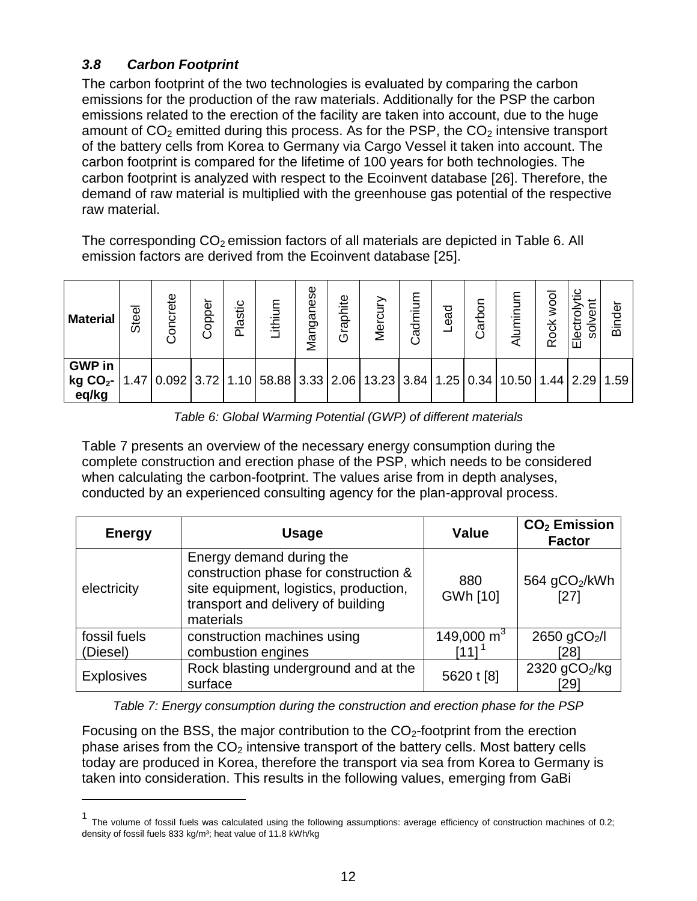### *3.8 Carbon Footprint*

The carbon footprint of the two technologies is evaluated by comparing the carbon emissions for the production of the raw materials. Additionally for the PSP the carbon emissions related to the erection of the facility are taken into account, due to the huge amount of $CO_2$ emitted during this process. As for the PSP, the $CO_2$ intensive transport of the battery cells from Korea to Germany via Cargo Vessel it taken into account. The carbon footprint is compared for the lifetime of 100 years for both technologies. The carbon footprint is analyzed with respect to the Ecoinvent database [26]. Therefore, the demand of raw material is multiplied with the greenhouse gas potential of the respective raw material.

The corresponding $CO_2$ emission factors of all materials are depicted in Table 6. All emission factors are derived from the Ecoinvent database [25].

| Material | Steel | Concrete | Copper | Plastic | Lithium | Manganese | Graphite | Mercury | Cadmium | Lead | Carbon | Aluminum | Rock wool | Electrolytic solvent | Binder |
|---|---|---|---|---|---|---|---|---|---|---|---|---|---|---|---|
| GWP in kg $CO_2$-eq/kg | 1.47 | 0.092 | 3.72 | 1.10 | 58.88 | 3.33 | 2.06 | 13.23 | 3.84 | 1.25 | 0.34 | 10.50 | 1.44 | 2.29 | 1.59 |

*Table 6: Global Warming Potential (GWP) of different materials*

Table 7 presents an overview of the necessary energy consumption during the complete construction and erection phase of the PSP, which needs to be considered when calculating the carbon-footprint. The values arise from in depth analyses, conducted by an experienced consulting agency for the plan-approval process.

| Energy | Usage | Value | $CO_2$ Emission Factor |
|---|---|---|---|
| electricity | Energy demand during the construction phase for construction & site equipment, logistics, production, transport and delivery of building materials | 880 GWh [10] | 564 $gCO_2/kWh$ [27] |
| fossil fuels (Diesel) | construction machines using combustion engines | 149,000 $m^3$ [11] [1] | 2650 $gCO_2/l$ [28] |
| Explosives | Rock blasting underground and at the surface | 5620 t [8] | 2320 $gCO_2/kg$ [29] |

*Table 7: Energy consumption during the construction and erection phase for the PSP*

Focusing on the BSS, the major contribution to the $CO_2$-footprint from the erection phase arises from the $CO_2$ intensive transport of the battery cells. Most battery cells today are produced in Korea, therefore the transport via sea from Korea to Germany is taken into consideration. This results in the following values, emerging from GaBi

[1] The volume of fossil fuels was calculated using the following assumptions: average efficiency of construction machines of 0.2; density of fossil fuels 833 kg/m³; heat value of 11.8 kWh/kg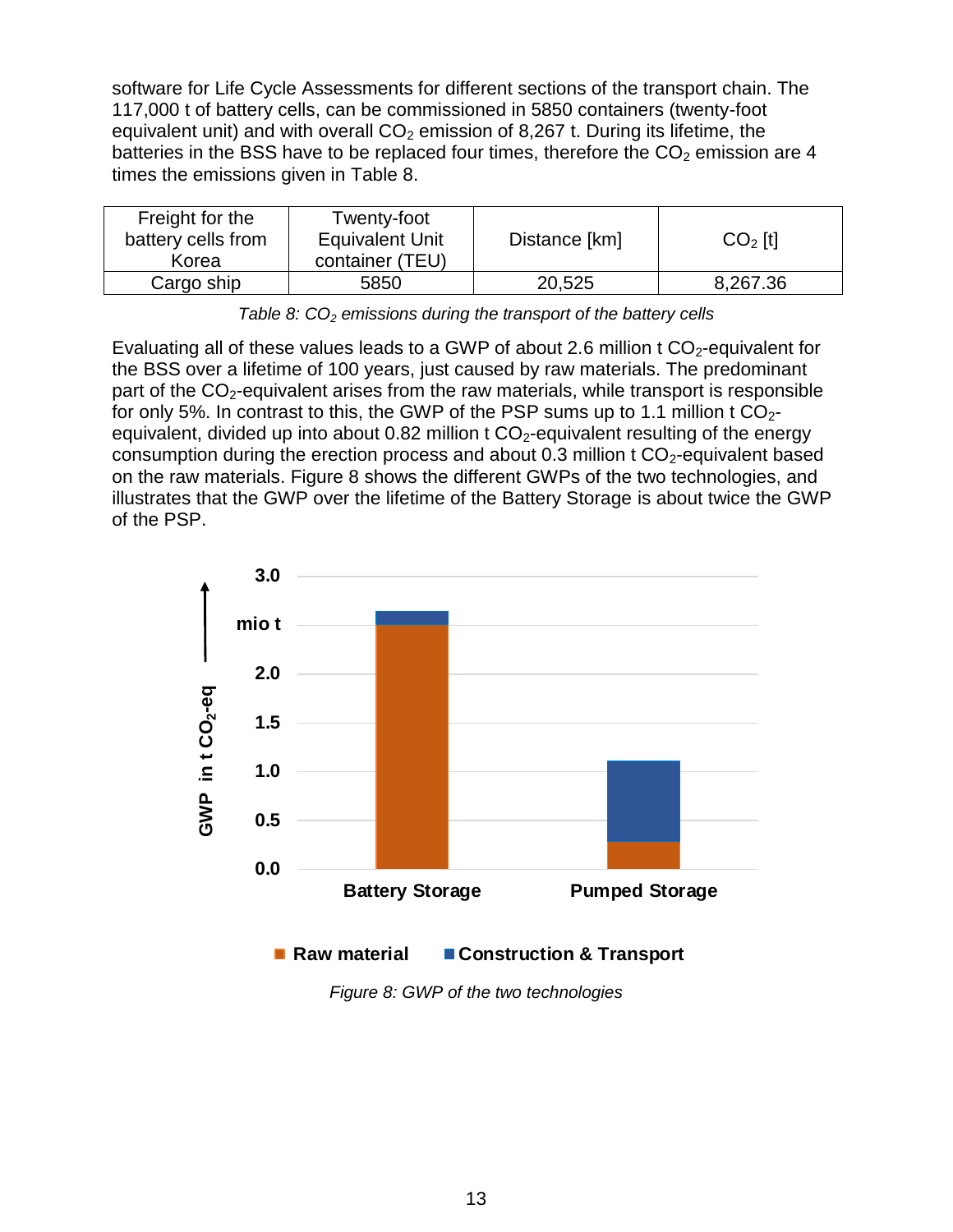software for Life Cycle Assessments for different sections of the transport chain. The 117,000 t of battery cells, can be commissioned in 5850 containers (twenty-foot equivalent unit) and with overall $CO_2$ emission of 8,267 t. During its lifetime, the batteries in the BSS have to be replaced four times, therefore the $CO_2$ emission are 4 times the emissions given in Table 8.

| Freight for the battery cells from Korea | Twenty-foot Equivalent Unit container (TEU) | Distance [km] | $CO_2$ [t] |
|---|---|---|---|
| Cargo ship | 5850 | 20,525 | 8,267.36 |

*Table 8: $CO_2$ emissions during the transport of the battery cells*

Evaluating all of these values leads to a GWP of about 2.6 million t $CO_2$-equivalent for the BSS over a lifetime of 100 years, just caused by raw materials. The predominant part of the $CO_2$-equivalent arises from the raw materials, while transport is responsible for only 5%. In contrast to this, the GWP of the PSP sums up to 1.1 million t $CO_2$-equivalent, divided up into about 0.82 million t $CO_2$-equivalent resulting of the energy consumption during the erection process and about 0.3 million t $CO_2$-equivalent based on the raw materials. Figure 8 shows the different GWPs of the two technologies, and illustrates that the GWP over the lifetime of the Battery Storage is about twice the GWP of the PSP.

*Figure 8: GWP of the two technologies*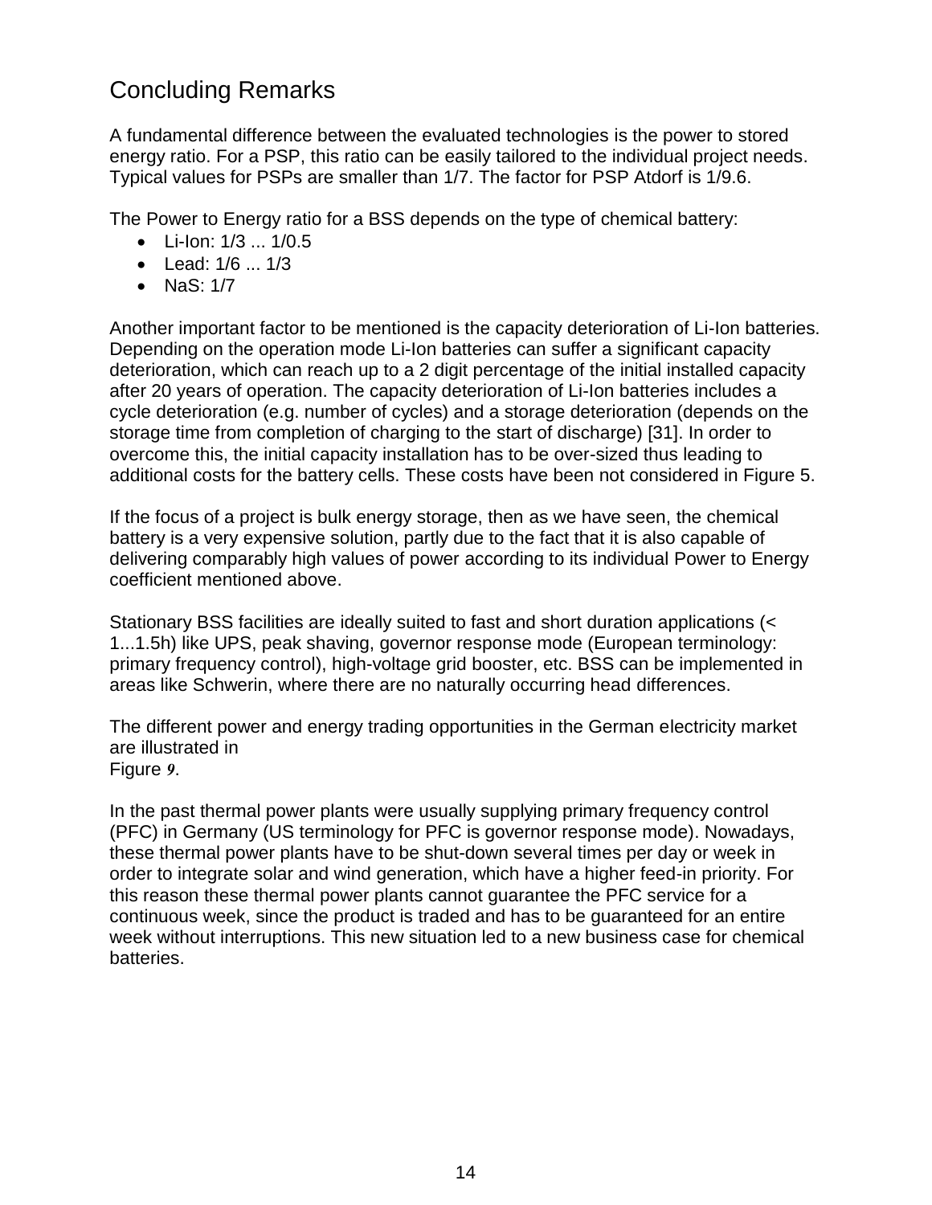## Concluding Remarks

A fundamental difference between the evaluated technologies is the power to stored energy ratio. For a PSP, this ratio can be easily tailored to the individual project needs. Typical values for PSPs are smaller than 1/7. The factor for PSP Atdorf is 1/9.6.

The Power to Energy ratio for a BSS depends on the type of chemical battery:

- Li-Ion: 1/3 ... 1/0.5
- Lead: 1/6 ... 1/3
- NaS: 1/7

Another important factor to be mentioned is the capacity deterioration of Li-Ion batteries. Depending on the operation mode Li-Ion batteries can suffer a significant capacity deterioration, which can reach up to a 2 digit percentage of the initial installed capacity after 20 years of operation. The capacity deterioration of Li-Ion batteries includes a cycle deterioration (e.g. number of cycles) and a storage deterioration (depends on the storage time from completion of charging to the start of discharge) [31]. In order to overcome this, the initial capacity installation has to be over-sized thus leading to additional costs for the battery cells. These costs have been not considered in Figure 5.

If the focus of a project is bulk energy storage, then as we have seen, the chemical battery is a very expensive solution, partly due to the fact that it is also capable of delivering comparably high values of power according to its individual Power to Energy coefficient mentioned above.

Stationary BSS facilities are ideally suited to fast and short duration applications (< 1...1.5h) like UPS, peak shaving, governor response mode (European terminology: primary frequency control), high-voltage grid booster, etc. BSS can be implemented in areas like Schwerin, where there are no naturally occurring head differences.

The different power and energy trading opportunities in the German electricity market are illustrated in Figure *9*.

In the past thermal power plants were usually supplying primary frequency control (PFC) in Germany (US terminology for PFC is governor response mode). Nowadays, these thermal power plants have to be shut-down several times per day or week in order to integrate solar and wind generation, which have a higher feed-in priority. For this reason these thermal power plants cannot guarantee the PFC service for a continuous week, since the product is traded and has to be guaranteed for an entire week without interruptions. This new situation led to a new business case for chemical batteries.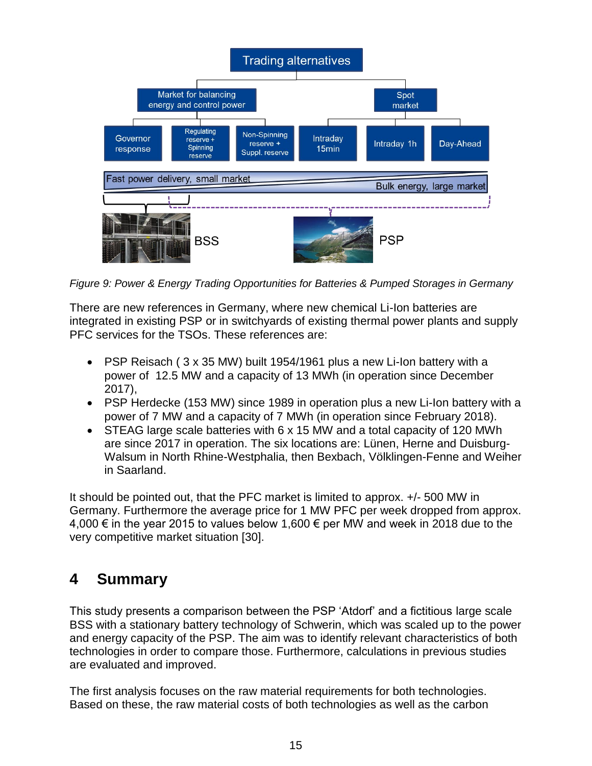*Figure 9: Power & Energy Trading Opportunities for Batteries & Pumped Storages in Germany*

There are new references in Germany, where new chemical Li-Ion batteries are integrated in existing PSP or in switchyards of existing thermal power plants and supply PFC services for the TSOs. These references are:

- PSP Reisach ( 3 x 35 MW) built 1954/1961 plus a new Li-Ion battery with a power of 12.5 MW and a capacity of 13 MWh (in operation since December 2017),
- PSP Herdecke (153 MW) since 1989 in operation plus a new Li-Ion battery with a power of 7 MW and a capacity of 7 MWh (in operation since February 2018).
- STEAG large scale batteries with 6 x 15 MW and a total capacity of 120 MWh are since 2017 in operation. The six locations are: Lünen, Herne and Duisburg-Walsum in North Rhine-Westphalia, then Bexbach, Völklingen-Fenne and Weiher in Saarland.

It should be pointed out, that the PFC market is limited to approx. +/- 500 MW in Germany. Furthermore the average price for 1 MW PFC per week dropped from approx. 4,000 € in the year 2015 to values below 1,600 € per MW and week in 2018 due to the very competitive market situation [30].

# 4 Summary

This study presents a comparison between the PSP 'Atdorf' and a fictitious large scale BSS with a stationary battery technology of Schwerin, which was scaled up to the power and energy capacity of the PSP. The aim was to identify relevant characteristics of both technologies in order to compare those. Furthermore, calculations in previous studies are evaluated and improved.

The first analysis focuses on the raw material requirements for both technologies. Based on these, the raw material costs of both technologies as well as the carbon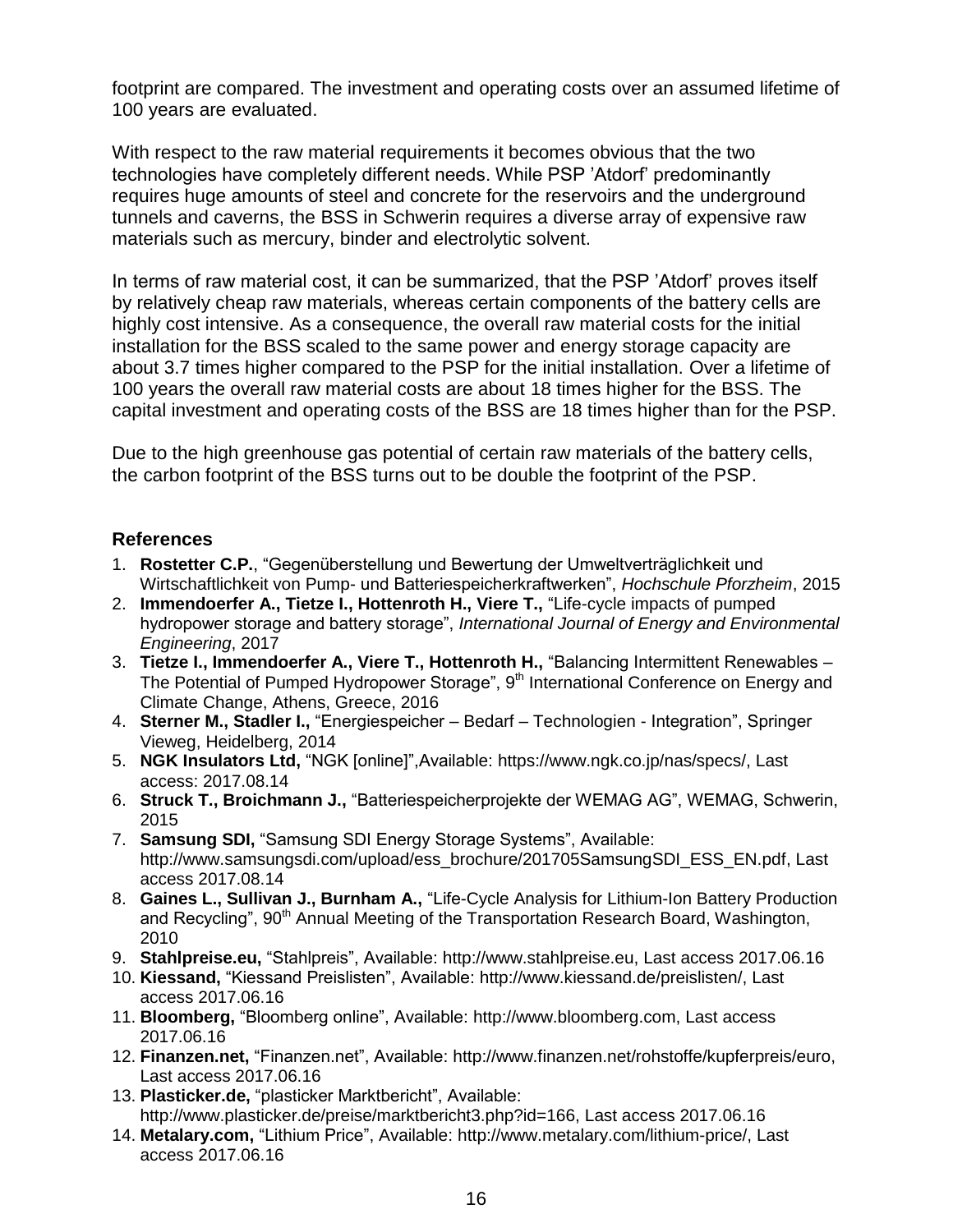footprint are compared. The investment and operating costs over an assumed lifetime of 100 years are evaluated.

With respect to the raw material requirements it becomes obvious that the two technologies have completely different needs. While PSP 'Atdorf' predominantly requires huge amounts of steel and concrete for the reservoirs and the underground tunnels and caverns, the BSS in Schwerin requires a diverse array of expensive raw materials such as mercury, binder and electrolytic solvent.

In terms of raw material cost, it can be summarized, that the PSP 'Atdorf' proves itself by relatively cheap raw materials, whereas certain components of the battery cells are highly cost intensive. As a consequence, the overall raw material costs for the initial installation for the BSS scaled to the same power and energy storage capacity are about 3.7 times higher compared to the PSP for the initial installation. Over a lifetime of 100 years the overall raw material costs are about 18 times higher for the BSS. The capital investment and operating costs of the BSS are 18 times higher than for the PSP.

Due to the high greenhouse gas potential of certain raw materials of the battery cells, the carbon footprint of the BSS turns out to be double the footprint of the PSP.

## References

1. **Rostetter C.P.**, "Gegenüberstellung und Bewertung der Umweltverträglichkeit und Wirtschaftlichkeit von Pump- und Batteriespeicherkraftwerken", *Hochschule Pforzheim*, 2015
2. **Immendoerfer A., Tietze I., Hottenroth H., Viere T.,** "Life-cycle impacts of pumped hydropower storage and battery storage", *International Journal of Energy and Environmental Engineering*, 2017
3. **Tietze I., Immendoerfer A., Viere T., Hottenroth H.,** "Balancing Intermittent Renewables – The Potential of Pumped Hydropower Storage", 9th International Conference on Energy and Climate Change, Athens, Greece, 2016
4. **Sterner M., Stadler I.,** "Energiespeicher – Bedarf – Technologien - Integration", Springer Vieweg, Heidelberg, 2014
5. **NGK Insulators Ltd,** "NGK [online]",Available: https://www.ngk.co.jp/nas/specs/, Last access: 2017.08.14
6. **Struck T., Broichmann J.,** "Batteriespeicherprojekte der WEMAG AG", WEMAG, Schwerin, 2015
7. **Samsung SDI,** "Samsung SDI Energy Storage Systems", Available: http://www.samsungsdi.com/upload/ess_brochure/201705SamsungSDI_ESS_EN.pdf, Last access 2017.08.14
8. **Gaines L., Sullivan J., Burnham A.,** "Life-Cycle Analysis for Lithium-Ion Battery Production and Recycling", 90th Annual Meeting of the Transportation Research Board, Washington, 2010
9. **Stahlpreise.eu,** "Stahlpreis", Available: http://www.stahlpreise.eu, Last access 2017.06.16
10. **Kiessand,** "Kiessand Preislisten", Available: http://www.kiessand.de/preislisten/, Last access 2017.06.16
11. **Bloomberg,** "Bloomberg online", Available: http://www.bloomberg.com, Last access 2017.06.16
12. **Finanzen.net,** "Finanzen.net", Available: http://www.finanzen.net/rohstoffe/kupferpreis/euro, Last access 2017.06.16
13. **Plasticker.de,** "plasticker Marktbericht", Available: http://www.plasticker.de/preise/marktbericht3.php?id=166, Last access 2017.06.16
14. **Metalary.com,** "Lithium Price", Available: http://www.metalary.com/lithium-price/, Last access 2017.06.16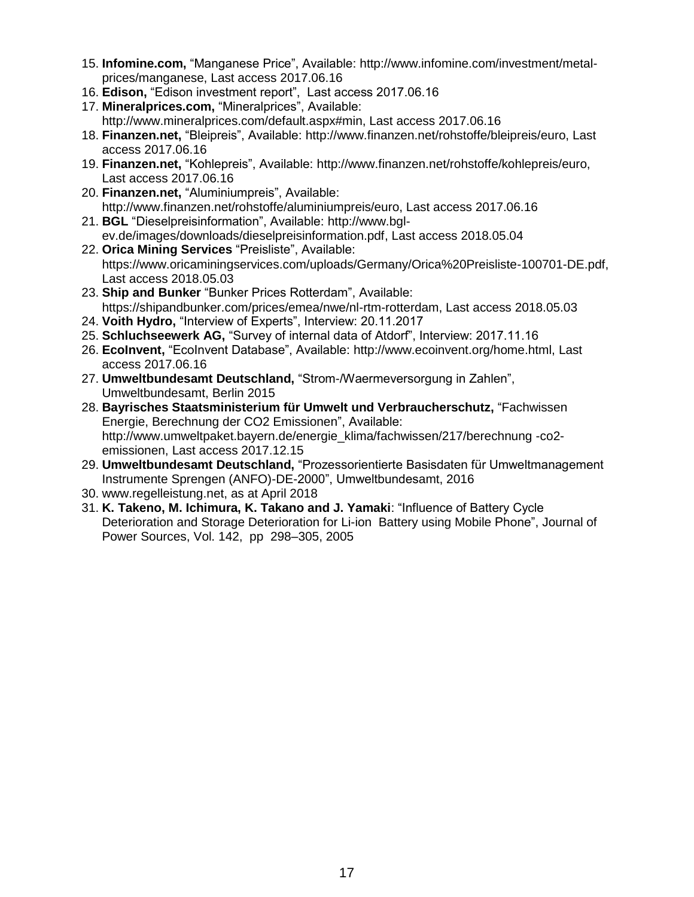15. **Infomine.com,** “Manganese Price”, Available: http://www.infomine.com/investment/metal-prices/manganese, Last access 2017.06.16
16. **Edison,** “Edison investment report”, Last access 2017.06.16
17. **Mineralprices.com,** “Mineralprices”, Available: http://www.mineralprices.com/default.aspx#min, Last access 2017.06.16
18. **Finanzen.net,** “Bleipreis”, Available: http://www.finanzen.net/rohstoffe/bleipreis/euro, Last access 2017.06.16
19. **Finanzen.net,** “Kohlepreis”, Available: http://www.finanzen.net/rohstoffe/kohlepreis/euro, Last access 2017.06.16
20. **Finanzen.net,** “Aluminiumpreis”, Available: http://www.finanzen.net/rohstoffe/aluminiumpreis/euro, Last access 2017.06.16
21. **BGL** “Dieselpreisinformation”, Available: http://www.bgl-ev.de/images/downloads/dieselpreisinformation.pdf, Last access 2018.05.04
22. **Orica Mining Services** “Preisliste”, Available: https://www.oricaminingservices.com/uploads/Germany/Orica%20Preisliste-100701-DE.pdf, Last access 2018.05.03
23. **Ship and Bunker** “Bunker Prices Rotterdam”, Available: https://shipandbunker.com/prices/emea/nwe/nl-rtm-rotterdam, Last access 2018.05.03
24. **Voith Hydro,** “Interview of Experts”, Interview: 20.11.2017
25. **Schluchseewerk AG,** “Survey of internal data of Atdorf”, Interview: 2017.11.16
26. **EcoInvent,** “EcoInvent Database”, Available: http://www.ecoinvent.org/home.html, Last access 2017.06.16
27. **Umweltbundesamt Deutschland,** “Strom-/Waermeversorgung in Zahlen”, Umweltbundesamt, Berlin 2015
28. **Bayrisches Staatsministerium für Umwelt und Verbraucherschutz,** “Fachwissen Energie, Berechnung der CO2 Emissionen”, Available: http://www.umweltpaket.bayern.de/energie_klima/fachwissen/217/berechnung -co2-emissionen, Last access 2017.12.15
29. **Umweltbundesamt Deutschland,** “Prozessorientierte Basisdaten für Umweltmanagement Instrumente Sprengen (ANFO)-DE-2000”, Umweltbundesamt, 2016
30. www.regelleistung.net, as at April 2018
31. **K. Takeno, M. Ichimura, K. Takano and J. Yamaki**: “Influence of Battery Cycle Deterioration and Storage Deterioration for Li-ion Battery using Mobile Phone”, Journal of Power Sources, Vol. 142, pp 298–305, 2005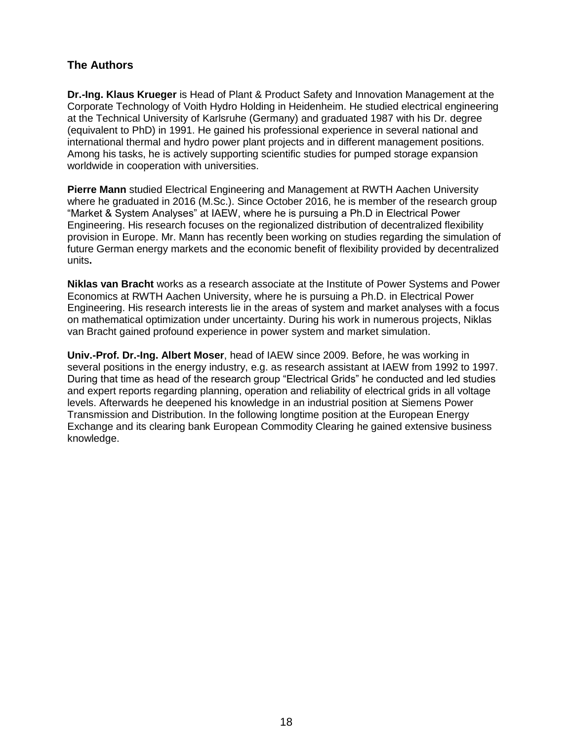## The Authors

**Dr.-Ing. Klaus Krueger** is Head of Plant & Product Safety and Innovation Management at the Corporate Technology of Voith Hydro Holding in Heidenheim. He studied electrical engineering at the Technical University of Karlsruhe (Germany) and graduated 1987 with his Dr. degree (equivalent to PhD) in 1991. He gained his professional experience in several national and international thermal and hydro power plant projects and in different management positions. Among his tasks, he is actively supporting scientific studies for pumped storage expansion worldwide in cooperation with universities.

**Pierre Mann** studied Electrical Engineering and Management at RWTH Aachen University where he graduated in 2016 (M.Sc.). Since October 2016, he is member of the research group "Market & System Analyses" at IAEW, where he is pursuing a Ph.D in Electrical Power Engineering. His research focuses on the regionalized distribution of decentralized flexibility provision in Europe. Mr. Mann has recently been working on studies regarding the simulation of future German energy markets and the economic benefit of flexibility provided by decentralized units**.**

**Niklas van Bracht** works as a research associate at the Institute of Power Systems and Power Economics at RWTH Aachen University, where he is pursuing a Ph.D. in Electrical Power Engineering. His research interests lie in the areas of system and market analyses with a focus on mathematical optimization under uncertainty. During his work in numerous projects, Niklas van Bracht gained profound experience in power system and market simulation.

**Univ.-Prof. Dr.-Ing. Albert Moser**, head of IAEW since 2009. Before, he was working in several positions in the energy industry, e.g. as research assistant at IAEW from 1992 to 1997. During that time as head of the research group "Electrical Grids" he conducted and led studies and expert reports regarding planning, operation and reliability of electrical grids in all voltage levels. Afterwards he deepened his knowledge in an industrial position at Siemens Power Transmission and Distribution. In the following longtime position at the European Energy Exchange and its clearing bank European Commodity Clearing he gained extensive business knowledge.